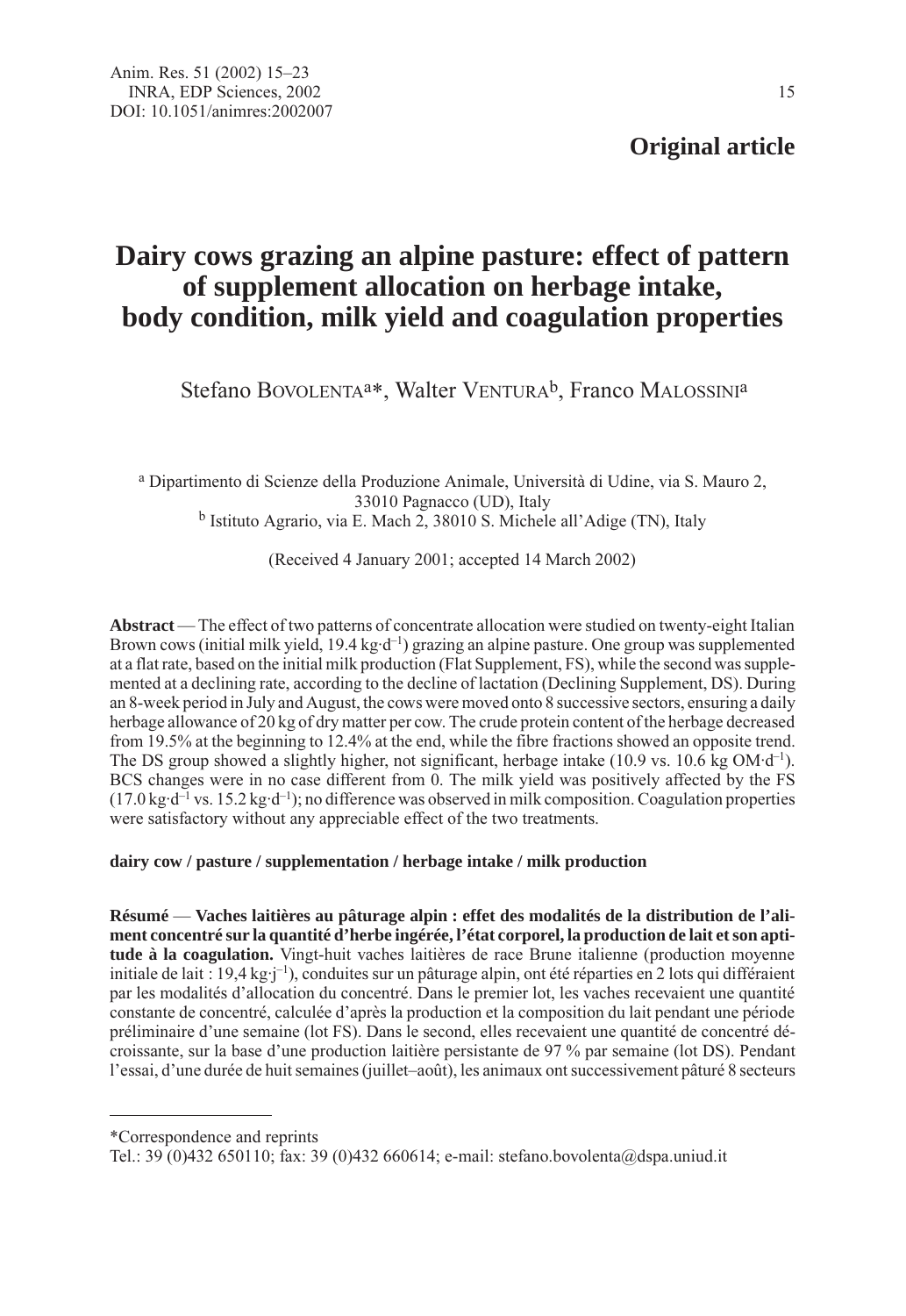**Original article**

# Dairy cows grazing an alpine pasture: effect of pattern of supplement allocation on herbage intake, body condition, milk yield and coagulation properties

Stefano BOVOLENTA[a]*, Walter VENTURA[b], Franco MALOSSINI[a]

[a] Dipartimento di Scienze della Produzione Animale, Università di Udine, via S. Mauro 2, 33010 Pagnacco (UD), Italy
[b] Istituto Agrario, via E. Mach 2, 38010 S. Michele all'Adige (TN), Italy

(Received 4 January 2001; accepted 14 March 2002)

**Abstract** — The effect of two patterns of concentrate allocation were studied on twenty-eight Italian Brown cows (initial milk yield, 19.4 kg·d$^{-1}$) grazing an alpine pasture. One group was supplemented at a flat rate, based on the initial milk production (Flat Supplement, FS), while the second was supplemented at a declining rate, according to the decline of lactation (Declining Supplement, DS). During an 8-week period in July and August, the cows were moved onto 8 successive sectors, ensuring a daily herbage allowance of 20 kg of dry matter per cow. The crude protein content of the herbage decreased from 19.5% at the beginning to 12.4% at the end, while the fibre fractions showed an opposite trend. The DS group showed a slightly higher, not significant, herbage intake (10.9 vs. 10.6 kg OM·d$^{-1}$). BCS changes were in no case different from 0. The milk yield was positively affected by the FS (17.0 kg·d$^{-1}$ vs. 15.2 kg·d$^{-1}$); no difference was observed in milk composition. Coagulation properties were satisfactory without any appreciable effect of the two treatments.

**dairy cow / pasture / supplementation / herbage intake / milk production**

**Résumé** — **Vaches laitières au pâturage alpin : effet des modalités de la distribution de l'aliment concentré sur la quantité d'herbe ingérée, l'état corporel, la production de lait et son aptitude à la coagulation.** Vingt-huit vaches laitières de race Brune italienne (production moyenne initiale de lait : 19,4 kg·j$^{-1}$), conduites sur un pâturage alpin, ont été réparties en 2 lots qui différaient par les modalités d'allocation du concentré. Dans le premier lot, les vaches recevaient une quantité constante de concentré, calculée d'après la production et la composition du lait pendant une période préliminaire d'une semaine (lot FS). Dans le second, elles recevaient une quantité de concentré décroissante, sur la base d'une production laitière persistante de 97 % par semaine (lot DS). Pendant l'essai, d'une durée de huit semaines (juillet–août), les animaux ont successivement pâturé 8 secteurs

---

*Correspondence and reprints
Tel.: 39 (0)432 650110; fax: 39 (0)432 660614; e-mail: stefano.bovolenta@dspa.uniud.it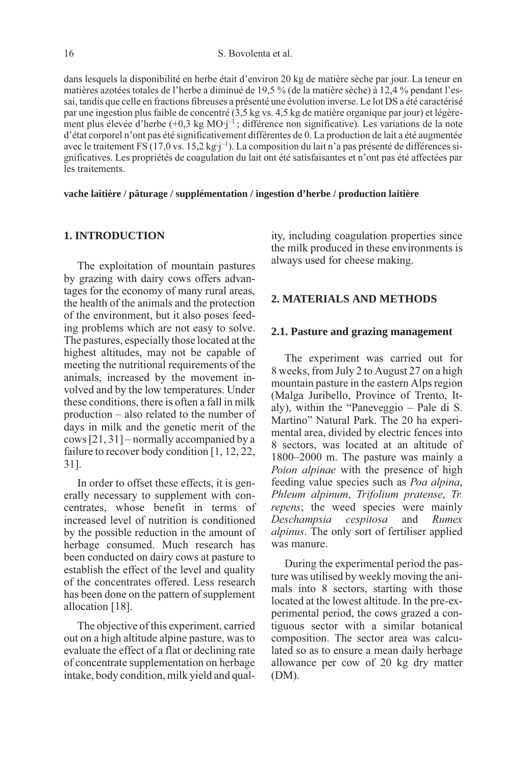dans lesquels la disponibilité en herbe était d'environ 20 kg de matière sèche par jour. La teneur en matières azotées totales de l'herbe a diminué de 19,5 % (de la matière sèche) à 12,4 % pendant l'essai, tandis que celle en fractions fibreuses a présenté une évolution inverse. Le lot DS a été caractérisé par une ingestion plus faible de concentré (3,5 kg vs. 4,5 kg de matière organique par jour) et légèrement plus élevée d'herbe (+0,3 kg MO·$j^{-1}$ ; différence non significative). Les variations de la note d'état corporel n'ont pas été significativement différentes de 0. La production de lait a été augmentée avec le traitement FS (17,0 vs. 15,2 kg·$j^{-1}$). La composition du lait n'a pas présenté de différences significatives. Les propriétés de coagulation du lait ont été satisfaisantes et n'ont pas été affectées par les traitements.

**vache laitière / pâturage / supplémentation / ingestion d'herbe / production laitière**

## 1. INTRODUCTION

The exploitation of mountain pastures by grazing with dairy cows offers advantages for the economy of many rural areas, the health of the animals and the protection of the environment, but it also poses feeding problems which are not easy to solve. The pastures, especially those located at the highest altitudes, may not be capable of meeting the nutritional requirements of the animals, increased by the movement involved and by the low temperatures. Under these conditions, there is often a fall in milk production – also related to the number of days in milk and the genetic merit of the cows [21, 31] – normally accompanied by a failure to recover body condition [1, 12, 22, 31].

In order to offset these effects, it is generally necessary to supplement with concentrates, whose benefit in terms of increased level of nutrition is conditioned by the possible reduction in the amount of herbage consumed. Much research has been conducted on dairy cows at pasture to establish the effect of the level and quality of the concentrates offered. Less research has been done on the pattern of supplement allocation [18].

The objective of this experiment, carried out on a high altitude alpine pasture, was to evaluate the effect of a flat or declining rate of concentrate supplementation on herbage intake, body condition, milk yield and quality, including coagulation properties since the milk produced in these environments is always used for cheese making.

## 2. MATERIALS AND METHODS

### 2.1. Pasture and grazing management

The experiment was carried out for 8 weeks, from July 2 to August 27 on a high mountain pasture in the eastern Alps region (Malga Juribello, Province of Trento, Italy), within the "Paneveggio – Pale di S. Martino" Natural Park. The 20 ha experimental area, divided by electric fences into 8 sectors, was located at an altitude of 1800–2000 m. The pasture was mainly a *Poion alpinae* with the presence of high feeding value species such as *Poa alpina*, *Phleum alpinum*, *Trifolium pratense*, *Tr. repens*; the weed species were mainly *Deschampsia cespitosa* and *Rumex alpinus*. The only sort of fertiliser applied was manure.

During the experimental period the pasture was utilised by weekly moving the animals into 8 sectors, starting with those located at the lowest altitude. In the pre-experimental period, the cows grazed a contiguous sector with a similar botanical composition. The sector area was calculated so as to ensure a mean daily herbage allowance per cow of 20 kg dry matter (DM).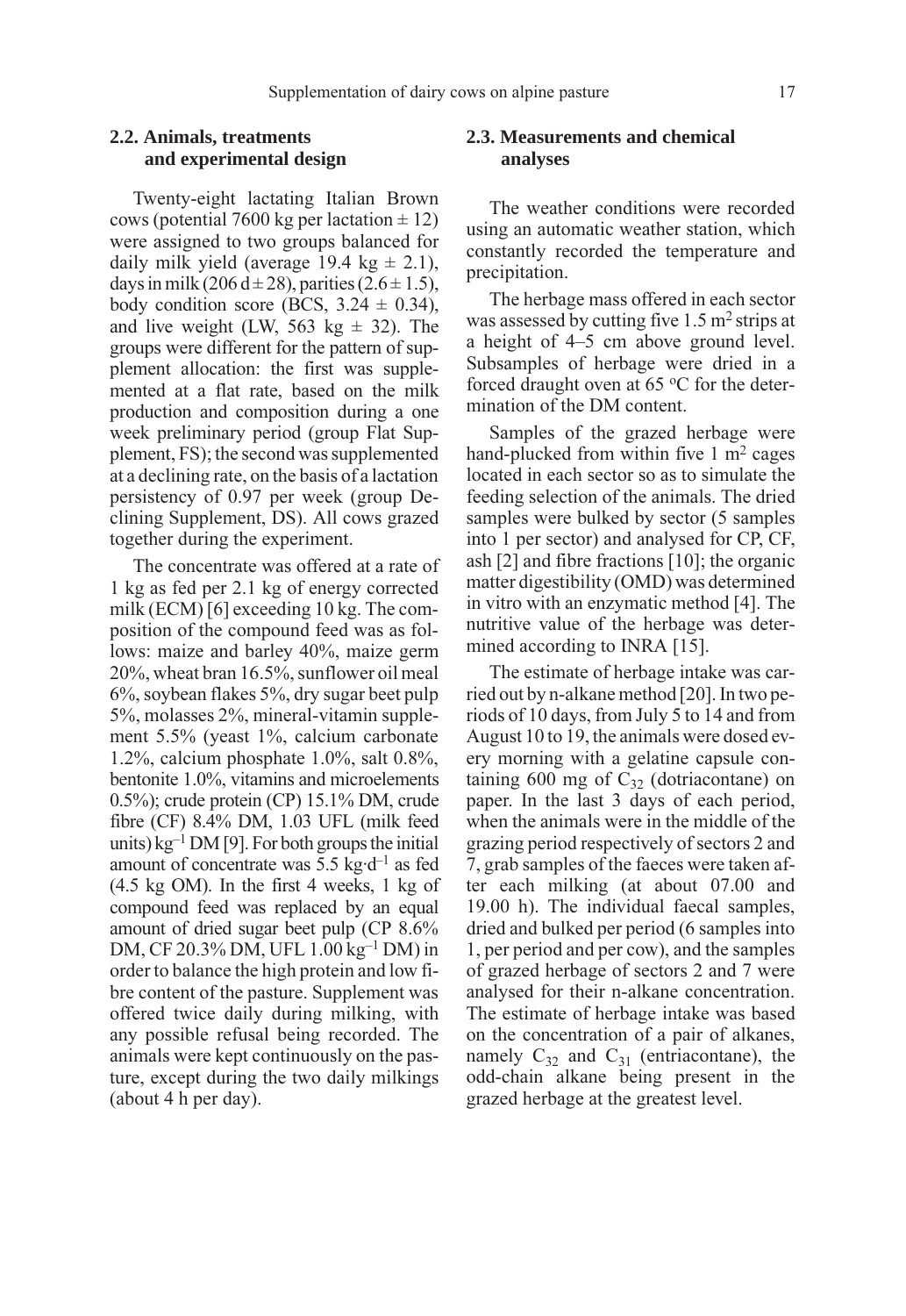## 2.2. Animals, treatments and experimental design

Twenty-eight lactating Italian Brown cows (potential 7600 kg per lactation ± 12) were assigned to two groups balanced for daily milk yield (average 19.4 kg ± 2.1), days in milk (206 d ± 28), parities (2.6 ± 1.5), body condition score (BCS, 3.24 ± 0.34), and live weight (LW, 563 kg ± 32). The groups were different for the pattern of supplement allocation: the first was supplemented at a flat rate, based on the milk production and composition during a one week preliminary period (group Flat Supplement, FS); the second was supplemented at a declining rate, on the basis of a lactation persistency of 0.97 per week (group Declining Supplement, DS). All cows grazed together during the experiment.

The concentrate was offered at a rate of 1 kg as fed per 2.1 kg of energy corrected milk (ECM) [6] exceeding 10 kg. The composition of the compound feed was as follows: maize and barley 40%, maize germ 20%, wheat bran 16.5%, sunflower oil meal 6%, soybean flakes 5%, dry sugar beet pulp 5%, molasses 2%, mineral-vitamin supplement 5.5% (yeast 1%, calcium carbonate 1.2%, calcium phosphate 1.0%, salt 0.8%, bentonite 1.0%, vitamins and microelements 0.5%); crude protein (CP) 15.1% DM, crude fibre (CF) 8.4% DM, 1.03 UFL (milk feed units) $kg^{-1}$ DM [9]. For both groups the initial amount of concentrate was 5.5 $kg \cdot d^{-1}$ as fed (4.5 kg OM). In the first 4 weeks, 1 kg of compound feed was replaced by an equal amount of dried sugar beet pulp (CP 8.6% DM, CF 20.3% DM, UFL 1.00 $kg^{-1}$ DM) in order to balance the high protein and low fibre content of the pasture. Supplement was offered twice daily during milking, with any possible refusal being recorded. The animals were kept continuously on the pasture, except during the two daily milkings (about 4 h per day).

## 2.3. Measurements and chemical analyses

The weather conditions were recorded using an automatic weather station, which constantly recorded the temperature and precipitation.

The herbage mass offered in each sector was assessed by cutting five 1.5 $m^2$ strips at a height of 4–5 cm above ground level. Subsamples of herbage were dried in a forced draught oven at 65 °C for the determination of the DM content.

Samples of the grazed herbage were hand-plucked from within five 1 $m^2$ cages located in each sector so as to simulate the feeding selection of the animals. The dried samples were bulked by sector (5 samples into 1 per sector) and analysed for CP, CF, ash [2] and fibre fractions [10]; the organic matter digestibility (OMD) was determined in vitro with an enzymatic method [4]. The nutritive value of the herbage was determined according to INRA [15].

The estimate of herbage intake was carried out by n-alkane method [20]. In two periods of 10 days, from July 5 to 14 and from August 10 to 19, the animals were dosed every morning with a gelatine capsule containing 600 mg of $C_{32}$ (dotriacontane) on paper. In the last 3 days of each period, when the animals were in the middle of the grazing period respectively of sectors 2 and 7, grab samples of the faeces were taken after each milking (at about 07.00 and 19.00 h). The individual faecal samples, dried and bulked per period (6 samples into 1, per period and per cow), and the samples of grazed herbage of sectors 2 and 7 were analysed for their n-alkane concentration. The estimate of herbage intake was based on the concentration of a pair of alkanes, namely $C_{32}$ and $C_{31}$ (entriacontane), the odd-chain alkane being present in the grazed herbage at the greatest level.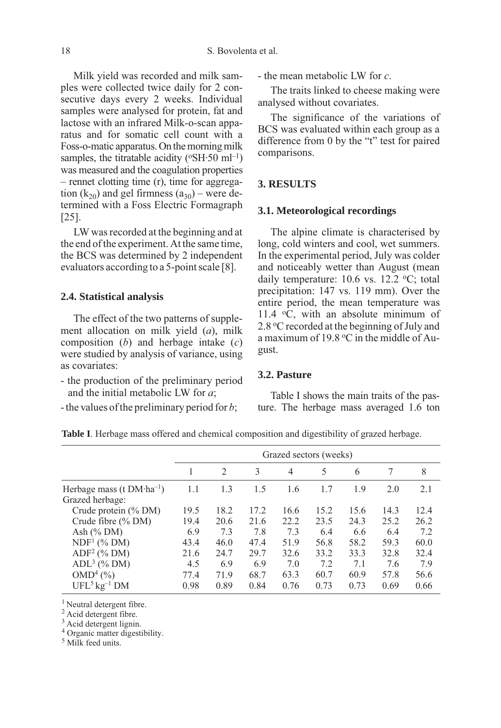Milk yield was recorded and milk samples were collected twice daily for 2 consecutive days every 2 weeks. Individual samples were analysed for protein, fat and lactose with an infrared Milk-o-scan apparatus and for somatic cell count with a Foss-o-matic apparatus. On the morning milk samples, the titratable acidity (°SH·50 ml$^{-1}$) was measured and the coagulation properties – rennet clotting time (r), time for aggregation ($k_{20}$) and gel firmness ($a_{30}$) – were determined with a Foss Electric Formagraph [25].

LW was recorded at the beginning and at the end of the experiment. At the same time, the BCS was determined by 2 independent evaluators according to a 5-point scale [8].

### 2.4. Statistical analysis

The effect of the two patterns of supplement allocation on milk yield (*a*), milk composition (*b*) and herbage intake (*c*) were studied by analysis of variance, using as covariates:

- the production of the preliminary period and the initial metabolic LW for *a*;
- the values of the preliminary period for *b*;
- the mean metabolic LW for *c*.

The traits linked to cheese making were analysed without covariates.

The significance of the variations of BCS was evaluated within each group as a difference from 0 by the "t" test for paired comparisons.

## 3. RESULTS

### 3.1. Meteorological recordings

The alpine climate is characterised by long, cold winters and cool, wet summers. In the experimental period, July was colder and noticeably wetter than August (mean daily temperature: 10.6 vs. 12.2 °C; total precipitation: 147 vs. 119 mm). Over the entire period, the mean temperature was 11.4 °C, with an absolute minimum of 2.8 °C recorded at the beginning of July and a maximum of 19.8 °C in the middle of August.

### 3.2. Pasture

Table I shows the main traits of the pasture. The herbage mass averaged 1.6 ton

**Table I**. Herbage mass offered and chemical composition and digestibility of grazed herbage.

| | Grazed sectors (weeks) | | | | | | | |
|---|---|---|---|---|---|---|---|---|
| | 1 | 2 | 3 | 4 | 5 | 6 | 7 | 8 |
| Herbage mass (t DM·ha$^{-1}$) | 1.1 | 1.3 | 1.5 | 1.6 | 1.7 | 1.9 | 2.0 | 2.1 |
| Grazed herbage: | | | | | | | | |
| Crude protein (% DM) | 19.5 | 18.2 | 17.2 | 16.6 | 15.2 | 15.6 | 14.3 | 12.4 |
| Crude fibre (% DM) | 19.4 | 20.6 | 21.6 | 22.2 | 23.5 | 24.3 | 25.2 | 26.2 |
| Ash (% DM) | 6.9 | 7.3 | 7.8 | 7.3 | 6.4 | 6.6 | 6.4 | 7.2 |
| NDF[1] (% DM) | 43.4 | 46.0 | 47.4 | 51.9 | 56.8 | 58.2 | 59.3 | 60.0 |
| ADF[2] (% DM) | 21.6 | 24.7 | 29.7 | 32.6 | 33.2 | 33.3 | 32.8 | 32.4 |
| ADL[3] (% DM) | 4.5 | 6.9 | 6.9 | 7.0 | 7.2 | 7.1 | 7.6 | 7.9 |
| OMD[4] (%) | 77.4 | 71.9 | 68.7 | 63.3 | 60.7 | 60.9 | 57.8 | 56.6 |
| UFL[5] kg$^{-1}$ DM | 0.98 | 0.89 | 0.84 | 0.76 | 0.73 | 0.73 | 0.69 | 0.66 |

[1] Neutral detergent fibre.
[2] Acid detergent fibre.
[3] Acid detergent lignin.
[4] Organic matter digestibility.
[5] Milk feed units.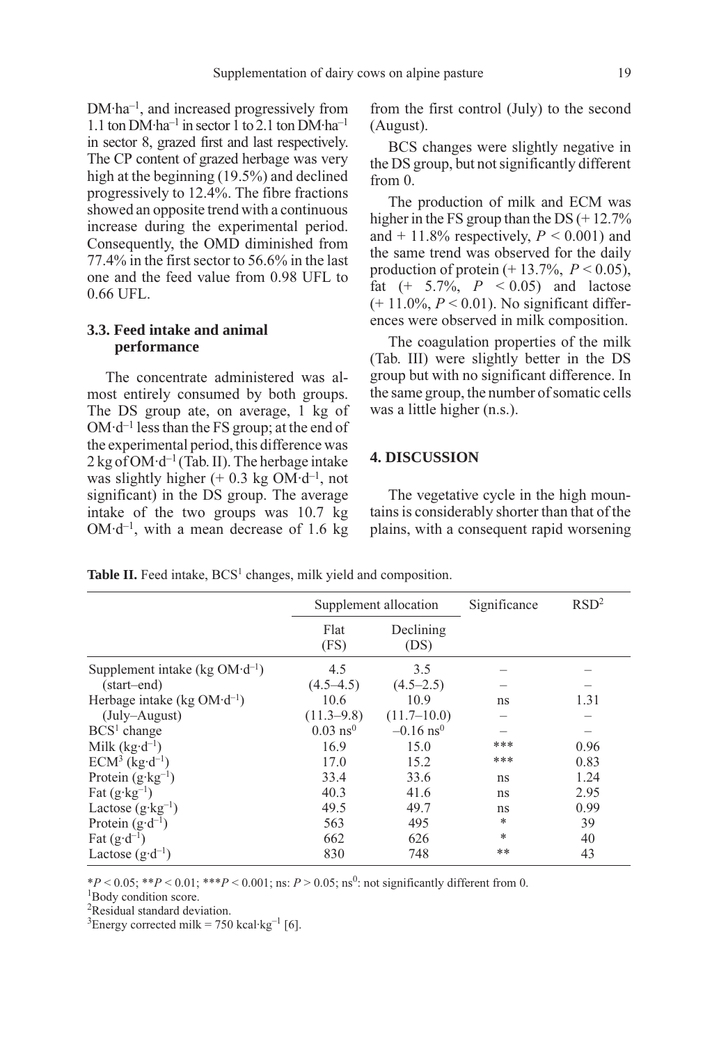DM·ha$^{-1}$, and increased progressively from 1.1 ton DM·ha$^{-1}$ in sector 1 to 2.1 ton DM·ha$^{-1}$ in sector 8, grazed first and last respectively. The CP content of grazed herbage was very high at the beginning (19.5%) and declined progressively to 12.4%. The fibre fractions showed an opposite trend with a continuous increase during the experimental period. Consequently, the OMD diminished from 77.4% in the first sector to 56.6% in the last one and the feed value from 0.98 UFL to 0.66 UFL.

### 3.3. Feed intake and animal performance

The concentrate administered was almost entirely consumed by both groups. The DS group ate, on average, 1 kg of OM·d$^{-1}$ less than the FS group; at the end of the experimental period, this difference was 2 kg of OM·d$^{-1}$ (Tab. II). The herbage intake was slightly higher (+ 0.3 kg OM·d$^{-1}$, not significant) in the DS group. The average intake of the two groups was 10.7 kg OM·d$^{-1}$, with a mean decrease of 1.6 kg from the first control (July) to the second (August).

BCS changes were slightly negative in the DS group, but not significantly different from 0.

The production of milk and ECM was higher in the FS group than the DS (+ 12.7% and + 11.8% respectively, $P < 0.001$) and the same trend was observed for the daily production of protein (+ 13.7%, $P < 0.05$), fat (+ 5.7%, $P < 0.05$) and lactose (+ 11.0%, $P < 0.01$). No significant differences were observed in milk composition.

The coagulation properties of the milk (Tab. III) were slightly better in the DS group but with no significant difference. In the same group, the number of somatic cells was a little higher (n.s.).

## 4. DISCUSSION

The vegetative cycle in the high mountains is considerably shorter than that of the plains, with a consequent rapid worsening

**Table II.** Feed intake, BCS[1] changes, milk yield and composition.

| | Supplement allocation | | Significance | RSD[2] |
|---|---|---|---|---|
| | Flat (FS) | Declining (DS) | | |
| Supplement intake (kg OM·d$^{-1}$) | 4.5 | 3.5 | – | – |
| (start–end) | (4.5–4.5) | (4.5–2.5) | – | – |
| Herbage intake (kg OM·d$^{-1}$) | 10.6 | 10.9 | ns | 1.31 |
| (July–August) | (11.3–9.8) | (11.7–10.0) | – | – |
| BCS[1] change | 0.03 ns$^0$ | –0.16 ns$^0$ | – | – |
| Milk (kg·d$^{-1}$) | 16.9 | 15.0 | *** | 0.96 |
| ECM[3] (kg·d$^{-1}$) | 17.0 | 15.2 | *** | 0.83 |
| Protein (g·kg$^{-1}$) | 33.4 | 33.6 | ns | 1.24 |
| Fat (g·kg$^{-1}$) | 40.3 | 41.6 | ns | 2.95 |
| Lactose (g·kg$^{-1}$) | 49.5 | 49.7 | ns | 0.99 |
| Protein (g·d$^{-1}$) | 563 | 495 | * | 39 |
| Fat (g·d$^{-1}$) | 662 | 626 | * | 40 |
| Lactose (g·d$^{-1}$) | 830 | 748 | ** | 43 |

*$P < 0.05$; **$P < 0.01$; ***$P < 0.001$; ns: $P > 0.05$; ns$^0$: not significantly different from 0.
[1]Body condition score.
[2]Residual standard deviation.
[3]Energy corrected milk = 750 kcal·kg$^{-1}$ [6].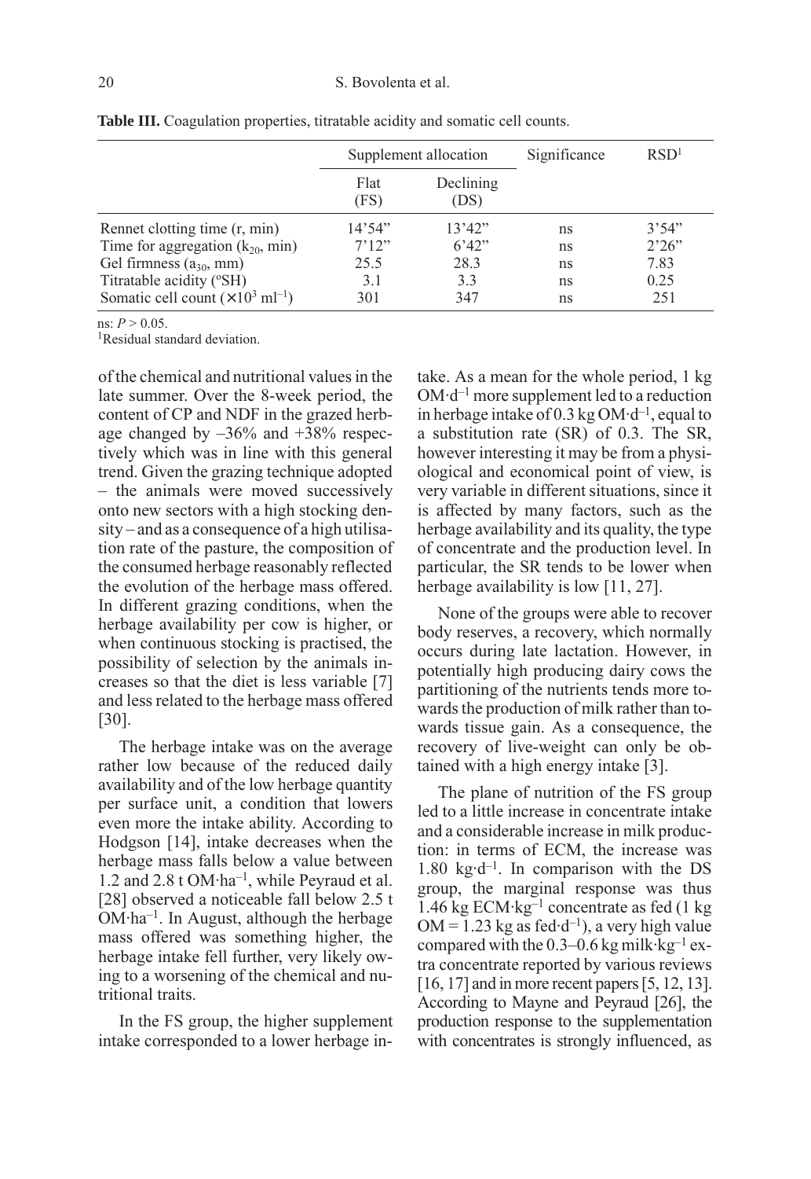**Table III.** Coagulation properties, titratable acidity and somatic cell counts.

| | Supplement allocation | | Significance | RSD[1] |
|---|---|---|---|---|
| | Flat (FS) | Declining (DS) | | |
| Rennet clotting time (r, min) | 14'54" | 13'42" | ns | 3'54" |
| Time for aggregation ($k_{20}$, min) | 7'12" | 6'42" | ns | 2'26" |
| Gel firmness ($a_{30}$, mm) | 25.5 | 28.3 | ns | 7.83 |
| Titratable acidity (°SH) | 3.1 | 3.3 | ns | 0.25 |
| Somatic cell count ($\times 10^3$ ml$^{-1}$) | 301 | 347 | ns | 251 |

ns: $P > 0.05$.
[1]Residual standard deviation.

of the chemical and nutritional values in the late summer. Over the 8-week period, the content of CP and NDF in the grazed herbage changed by –36% and +38% respectively which was in line with this general trend. Given the grazing technique adopted – the animals were moved successively onto new sectors with a high stocking density – and as a consequence of a high utilisation rate of the pasture, the composition of the consumed herbage reasonably reflected the evolution of the herbage mass offered. In different grazing conditions, when the herbage availability per cow is higher, or when continuous stocking is practised, the possibility of selection by the animals increases so that the diet is less variable [7] and less related to the herbage mass offered [30].

The herbage intake was on the average rather low because of the reduced daily availability and of the low herbage quantity per surface unit, a condition that lowers even more the intake ability. According to Hodgson [14], intake decreases when the herbage mass falls below a value between 1.2 and 2.8 t OM·ha$^{-1}$, while Peyraud et al. [28] observed a noticeable fall below 2.5 t OM·ha$^{-1}$. In August, although the herbage mass offered was something higher, the herbage intake fell further, very likely owing to a worsening of the chemical and nutritional traits.

In the FS group, the higher supplement intake corresponded to a lower herbage intake. As a mean for the whole period, 1 kg OM·d$^{-1}$ more supplement led to a reduction in herbage intake of 0.3 kg OM·d$^{-1}$, equal to a substitution rate (SR) of 0.3. The SR, however interesting it may be from a physiological and economical point of view, is very variable in different situations, since it is affected by many factors, such as the herbage availability and its quality, the type of concentrate and the production level. In particular, the SR tends to be lower when herbage availability is low [11, 27].

None of the groups were able to recover body reserves, a recovery, which normally occurs during late lactation. However, in potentially high producing dairy cows the partitioning of the nutrients tends more towards the production of milk rather than towards tissue gain. As a consequence, the recovery of live-weight can only be obtained with a high energy intake [3].

The plane of nutrition of the FS group led to a little increase in concentrate intake and a considerable increase in milk production: in terms of ECM, the increase was 1.80 kg·d$^{-1}$. In comparison with the DS group, the marginal response was thus 1.46 kg ECM·kg$^{-1}$ concentrate as fed (1 kg OM = 1.23 kg as fed·d$^{-1}$), a very high value compared with the 0.3–0.6 kg milk·kg$^{-1}$ extra concentrate reported by various reviews [16, 17] and in more recent papers [5, 12, 13]. According to Mayne and Peyraud [26], the production response to the supplementation with concentrates is strongly influenced, as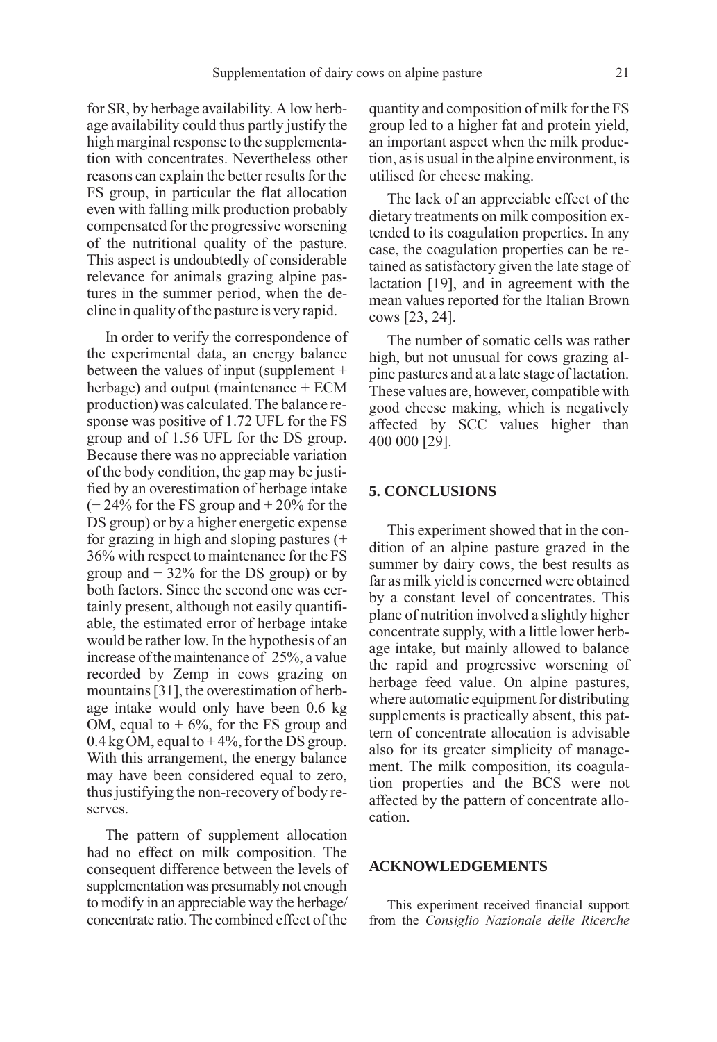for SR, by herbage availability. A low herbage availability could thus partly justify the high marginal response to the supplementation with concentrates. Nevertheless other reasons can explain the better results for the FS group, in particular the flat allocation even with falling milk production probably compensated for the progressive worsening of the nutritional quality of the pasture. This aspect is undoubtedly of considerable relevance for animals grazing alpine pastures in the summer period, when the decline in quality of the pasture is very rapid.

In order to verify the correspondence of the experimental data, an energy balance between the values of input (supplement + herbage) and output (maintenance + ECM production) was calculated. The balance response was positive of 1.72 UFL for the FS group and of 1.56 UFL for the DS group. Because there was no appreciable variation of the body condition, the gap may be justified by an overestimation of herbage intake (+ 24% for the FS group and + 20% for the DS group) or by a higher energetic expense for grazing in high and sloping pastures (+ 36% with respect to maintenance for the FS group and + 32% for the DS group) or by both factors. Since the second one was certainly present, although not easily quantifiable, the estimated error of herbage intake would be rather low. In the hypothesis of an increase of the maintenance of 25%, a value recorded by Zemp in cows grazing on mountains [31], the overestimation of herbage intake would only have been 0.6 kg OM, equal to + 6%, for the FS group and 0.4 kg OM, equal to + 4%, for the DS group. With this arrangement, the energy balance may have been considered equal to zero, thus justifying the non-recovery of body reserves.

The pattern of supplement allocation had no effect on milk composition. The consequent difference between the levels of supplementation was presumably not enough to modify in an appreciable way the herbage/concentrate ratio. The combined effect of the quantity and composition of milk for the FS group led to a higher fat and protein yield, an important aspect when the milk production, as is usual in the alpine environment, is utilised for cheese making.

The lack of an appreciable effect of the dietary treatments on milk composition extended to its coagulation properties. In any case, the coagulation properties can be retained as satisfactory given the late stage of lactation [19], and in agreement with the mean values reported for the Italian Brown cows [23, 24].

The number of somatic cells was rather high, but not unusual for cows grazing alpine pastures and at a late stage of lactation. These values are, however, compatible with good cheese making, which is negatively affected by SCC values higher than 400 000 [29].

## 5. CONCLUSIONS

This experiment showed that in the condition of an alpine pasture grazed in the summer by dairy cows, the best results as far as milk yield is concerned were obtained by a constant level of concentrates. This plane of nutrition involved a slightly higher concentrate supply, with a little lower herbage intake, but mainly allowed to balance the rapid and progressive worsening of herbage feed value. On alpine pastures, where automatic equipment for distributing supplements is practically absent, this pattern of concentrate allocation is advisable also for its greater simplicity of management. The milk composition, its coagulation properties and the BCS were not affected by the pattern of concentrate allocation.

## ACKNOWLEDGEMENTS

This experiment received financial support from the *Consiglio Nazionale delle Ricerche*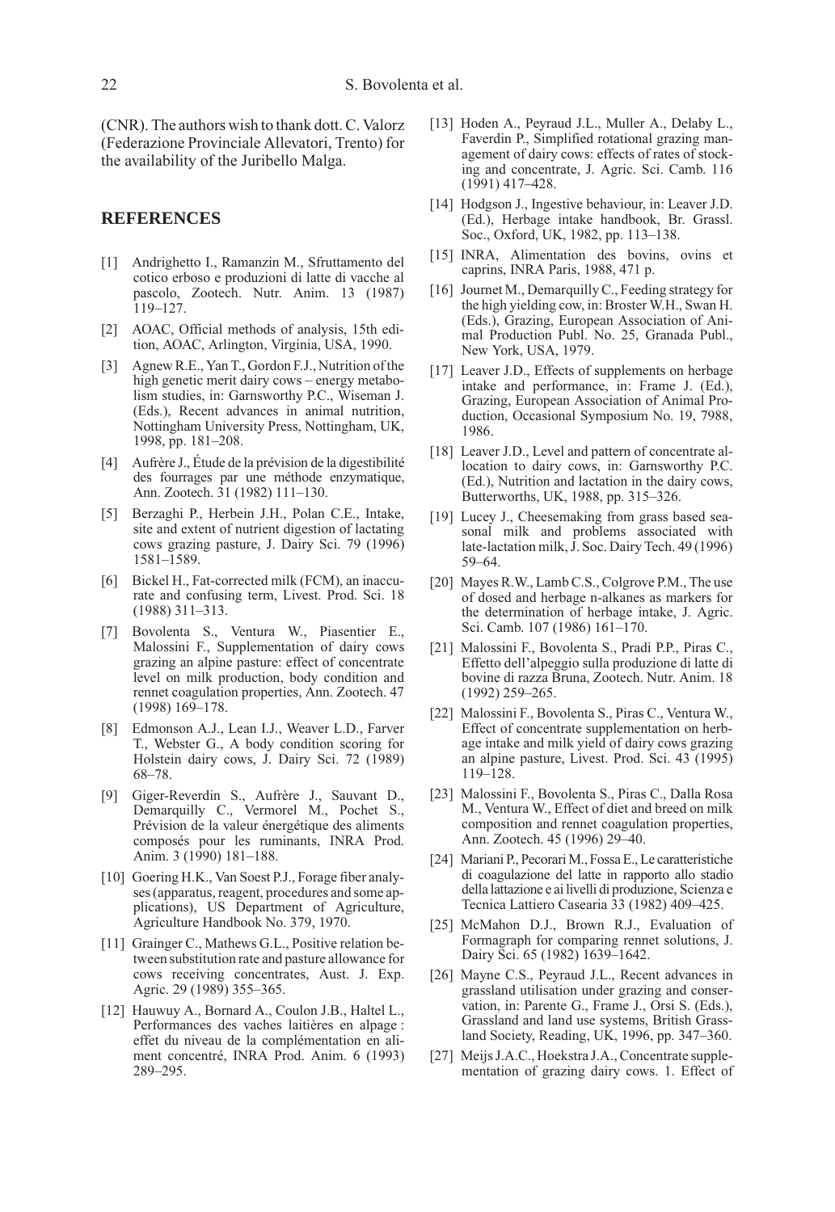(CNR). The authors wish to thank dott. C. Valorz (Federazione Provinciale Allevatori, Trento) for the availability of the Juribello Malga.

## REFERENCES

[1] Andrighetto I., Ramanzin M., Sfruttamento del cotico erboso e produzioni di latte di vacche al pascolo, Zootech. Nutr. Anim. 13 (1987) 119–127.

[2] AOAC, Official methods of analysis, 15th edition, AOAC, Arlington, Virginia, USA, 1990.

[3] Agnew R.E., Yan T., Gordon F.J., Nutrition of the high genetic merit dairy cows – energy metabolism studies, in: Garnsworthy P.C., Wiseman J. (Eds.), Recent advances in animal nutrition, Nottingham University Press, Nottingham, UK, 1998, pp. 181–208.

[4] Aufrère J., Étude de la prévision de la digestibilité des fourrages par une méthode enzymatique, Ann. Zootech. 31 (1982) 111–130.

[5] Berzaghi P., Herbein J.H., Polan C.E., Intake, site and extent of nutrient digestion of lactating cows grazing pasture, J. Dairy Sci. 79 (1996) 1581–1589.

[6] Bickel H., Fat-corrected milk (FCM), an inaccurate and confusing term, Livest. Prod. Sci. 18 (1988) 311–313.

[7] Bovolenta S., Ventura W., Piasentier E., Malossini F., Supplementation of dairy cows grazing an alpine pasture: effect of concentrate level on milk production, body condition and rennet coagulation properties, Ann. Zootech. 47 (1998) 169–178.

[8] Edmonson A.J., Lean I.J., Weaver L.D., Farver T., Webster G., A body condition scoring for Holstein dairy cows, J. Dairy Sci. 72 (1989) 68–78.

[9] Giger-Reverdin S., Aufrère J., Sauvant D., Demarquilly C., Vermorel M., Pochet S., Prévision de la valeur énergétique des aliments composés pour les ruminants, INRA Prod. Anim. 3 (1990) 181–188.

[10] Goering H.K., Van Soest P.J., Forage fiber analyses (apparatus, reagent, procedures and some applications), US Department of Agriculture, Agriculture Handbook No. 379, 1970.

[11] Grainger C., Mathews G.L., Positive relation between substitution rate and pasture allowance for cows receiving concentrates, Aust. J. Exp. Agric. 29 (1989) 355–365.

[12] Hauwuy A., Bornard A., Coulon J.B., Haltel L., Performances des vaches laitières en alpage : effet du niveau de la complémentation en aliment concentré, INRA Prod. Anim. 6 (1993) 289–295.

[13] Hoden A., Peyraud J.L., Muller A., Delaby L., Faverdin P., Simplified rotational grazing management of dairy cows: effects of rates of stocking and concentrate, J. Agric. Sci. Camb. 116 (1991) 417–428.

[14] Hodgson J., Ingestive behaviour, in: Leaver J.D. (Ed.), Herbage intake handbook, Br. Grassl. Soc., Oxford, UK, 1982, pp. 113–138.

[15] INRA, Alimentation des bovins, ovins et caprins, INRA Paris, 1988, 471 p.

[16] Journet M., Demarquilly C., Feeding strategy for the high yielding cow, in: Broster W.H., Swan H. (Eds.), Grazing, European Association of Animal Production Publ. No. 25, Granada Publ., New York, USA, 1979.

[17] Leaver J.D., Effects of supplements on herbage intake and performance, in: Frame J. (Ed.), Grazing, European Association of Animal Production, Occasional Symposium No. 19, 7988, 1986.

[18] Leaver J.D., Level and pattern of concentrate allocation to dairy cows, in: Garnsworthy P.C. (Ed.), Nutrition and lactation in the dairy cows, Butterworths, UK, 1988, pp. 315–326.

[19] Lucey J., Cheesemaking from grass based seasonal milk and problems associated with late-lactation milk, J. Soc. Dairy Tech. 49 (1996) 59–64.

[20] Mayes R.W., Lamb C.S., Colgrove P.M., The use of dosed and herbage n-alkanes as markers for the determination of herbage intake, J. Agric. Sci. Camb. 107 (1986) 161–170.

[21] Malossini F., Bovolenta S., Pradi P.P., Piras C., Effetto dell'alpeggio sulla produzione di latte di bovine di razza Bruna, Zootech. Nutr. Anim. 18 (1992) 259–265.

[22] Malossini F., Bovolenta S., Piras C., Ventura W., Effect of concentrate supplementation on herbage intake and milk yield of dairy cows grazing an alpine pasture, Livest. Prod. Sci. 43 (1995) 119–128.

[23] Malossini F., Bovolenta S., Piras C., Dalla Rosa M., Ventura W., Effect of diet and breed on milk composition and rennet coagulation properties, Ann. Zootech. 45 (1996) 29–40.

[24] Mariani P., Pecorari M., Fossa E., Le caratteristiche di coagulazione del latte in rapporto allo stadio della lattazione e ai livelli di produzione, Scienza e Tecnica Lattiero Casearia 33 (1982) 409–425.

[25] McMahon D.J., Brown R.J., Evaluation of Formagraph for comparing rennet solutions, J. Dairy Sci. 65 (1982) 1639–1642.

[26] Mayne C.S., Peyraud J.L., Recent advances in grassland utilisation under grazing and conservation, in: Parente G., Frame J., Orsi S. (Eds.), Grassland and land use systems, British Grassland Society, Reading, UK, 1996, pp. 347–360.

[27] Meijs J.A.C., Hoekstra J.A., Concentrate supplementation of grazing dairy cows. 1. Effect of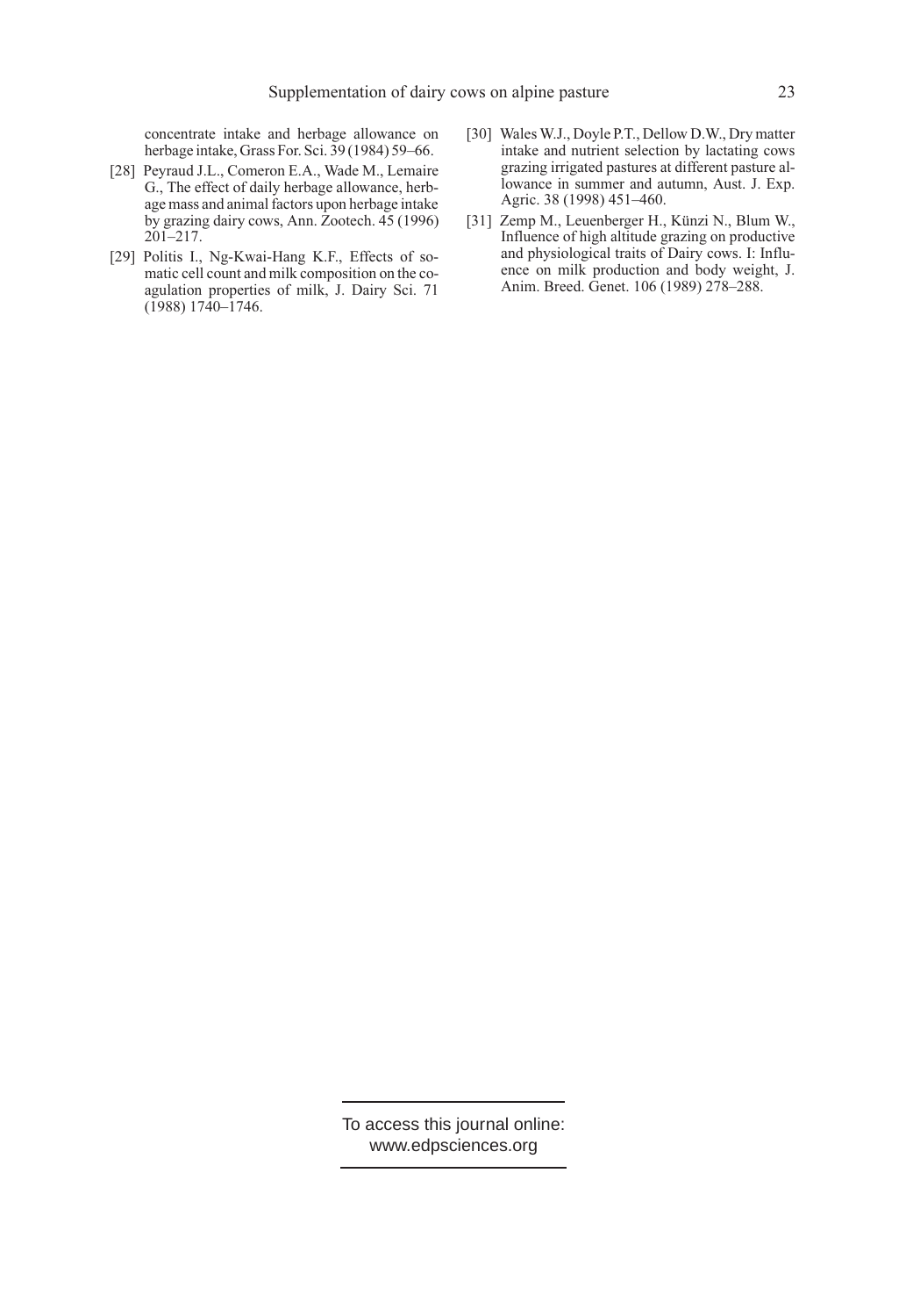concentrate intake and herbage allowance on herbage intake, Grass For. Sci. 39 (1984) 59–66.

[28] Peyraud J.L., Comeron E.A., Wade M., Lemaire G., The effect of daily herbage allowance, herbage mass and animal factors upon herbage intake by grazing dairy cows, Ann. Zootech. 45 (1996) 201–217.

[29] Politis I., Ng-Kwai-Hang K.F., Effects of somatic cell count and milk composition on the coagulation properties of milk, J. Dairy Sci. 71 (1988) 1740–1746.

[30] Wales W.J., Doyle P.T., Dellow D.W., Dry matter intake and nutrient selection by lactating cows grazing irrigated pastures at different pasture allowance in summer and autumn, Aust. J. Exp. Agric. 38 (1998) 451–460.

[31] Zemp M., Leuenberger H., Künzi N., Blum W., Influence of high altitude grazing on productive and physiological traits of Dairy cows. I: Influence on milk production and body weight, J. Anim. Breed. Genet. 106 (1989) 278–288.

To access this journal online:
www.edpsciences.org